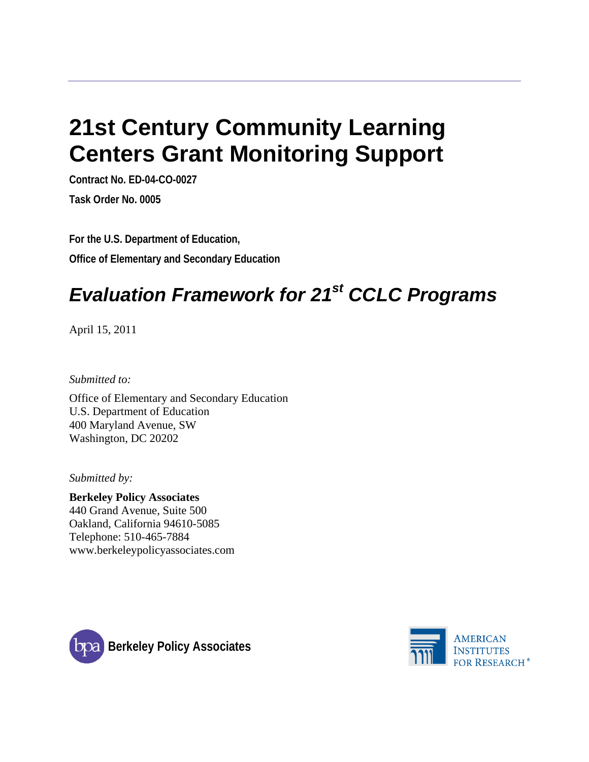# 21st Century Community Learning Centers Grant Monitoring Support

**Contract No. ED-04-CO-0027**

**Task Order No. 0005**

**For the U.S. Department of Education,**

**Office of Elementary and Secondary Education**

## *Evaluation Framework for 21st CCLC Programs*

April 15, 2011

*Submitted to:*

Office of Elementary and Secondary Education
U.S. Department of Education
400 Maryland Avenue, SW
Washington, DC 20202

*Submitted by:*

**Berkeley Policy Associates**
440 Grand Avenue, Suite 500
Oakland, California 94610-5085
Telephone: 510-465-7884
www.berkeleypolicyassociates.com

Berkeley Policy Associates

American Institutes for Research®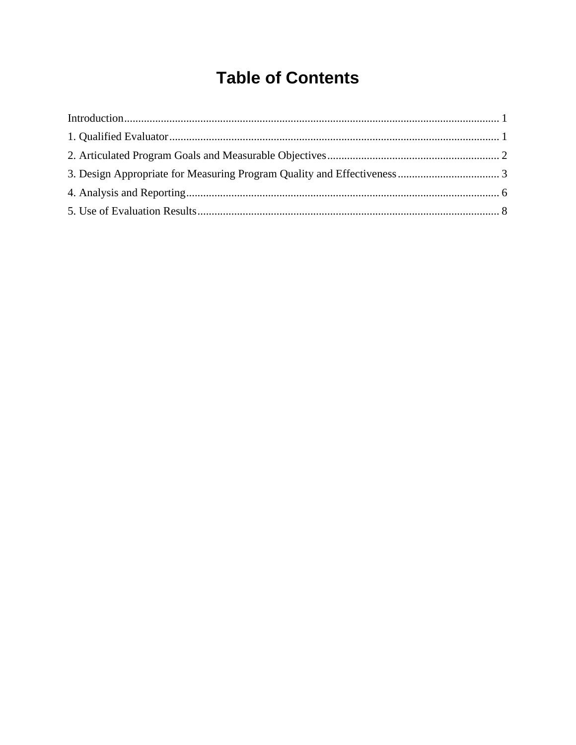# Table of Contents

Introduction........................................................................................................................... 1

1. Qualified Evaluator.................................................................................................................. 1

2. Articulated Program Goals and Measurable Objectives.......................................................... 2

3. Design Appropriate for Measuring Program Quality and Effectiveness.................................... 3

4. Analysis and Reporting.............................................................................................................. 6

5. Use of Evaluation Results.......................................................................................................... 8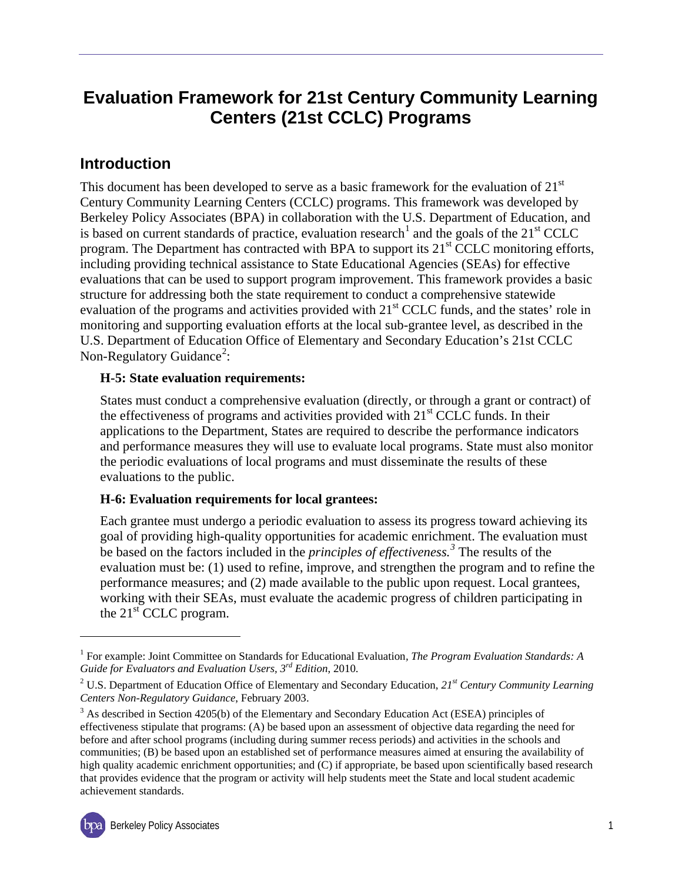# Evaluation Framework for 21st Century Community Learning Centers (21st CCLC) Programs

## Introduction

This document has been developed to serve as a basic framework for the evaluation of 21st Century Community Learning Centers (CCLC) programs. This framework was developed by Berkeley Policy Associates (BPA) in collaboration with the U.S. Department of Education, and is based on current standards of practice, evaluation research[1] and the goals of the 21st CCLC program. The Department has contracted with BPA to support its 21st CCLC monitoring efforts, including providing technical assistance to State Educational Agencies (SEAs) for effective evaluations that can be used to support program improvement. This framework provides a basic structure for addressing both the state requirement to conduct a comprehensive statewide evaluation of the programs and activities provided with 21st CCLC funds, and the states' role in monitoring and supporting evaluation efforts at the local sub-grantee level, as described in the U.S. Department of Education Office of Elementary and Secondary Education's 21st CCLC Non-Regulatory Guidance[2]:

> **H-5: State evaluation requirements:**
>
> States must conduct a comprehensive evaluation (directly, or through a grant or contract) of the effectiveness of programs and activities provided with 21st CCLC funds. In their applications to the Department, States are required to describe the performance indicators and performance measures they will use to evaluate local programs. State must also monitor the periodic evaluations of local programs and must disseminate the results of these evaluations to the public.
>
> **H-6: Evaluation requirements for local grantees:**
>
> Each grantee must undergo a periodic evaluation to assess its progress toward achieving its goal of providing high-quality opportunities for academic enrichment. The evaluation must be based on the factors included in the *principles of effectiveness.*[3] The results of the evaluation must be: (1) used to refine, improve, and strengthen the program and to refine the performance measures; and (2) made available to the public upon request. Local grantees, working with their SEAs, must evaluate the academic progress of children participating in the 21st CCLC program.

---

[1] For example: Joint Committee on Standards for Educational Evaluation, *The Program Evaluation Standards: A Guide for Evaluators and Evaluation Users, 3rd Edition*, 2010.

[2] U.S. Department of Education Office of Elementary and Secondary Education, *21st Century Community Learning Centers Non-Regulatory Guidance*, February 2003.

[3] As described in Section 4205(b) of the Elementary and Secondary Education Act (ESEA) principles of effectiveness stipulate that programs: (A) be based upon an assessment of objective data regarding the need for before and after school programs (including during summer recess periods) and activities in the schools and communities; (B) be based upon an established set of performance measures aimed at ensuring the availability of high quality academic enrichment opportunities; and (C) if appropriate, be based upon scientifically based research that provides evidence that the program or activity will help students meet the State and local student academic achievement standards.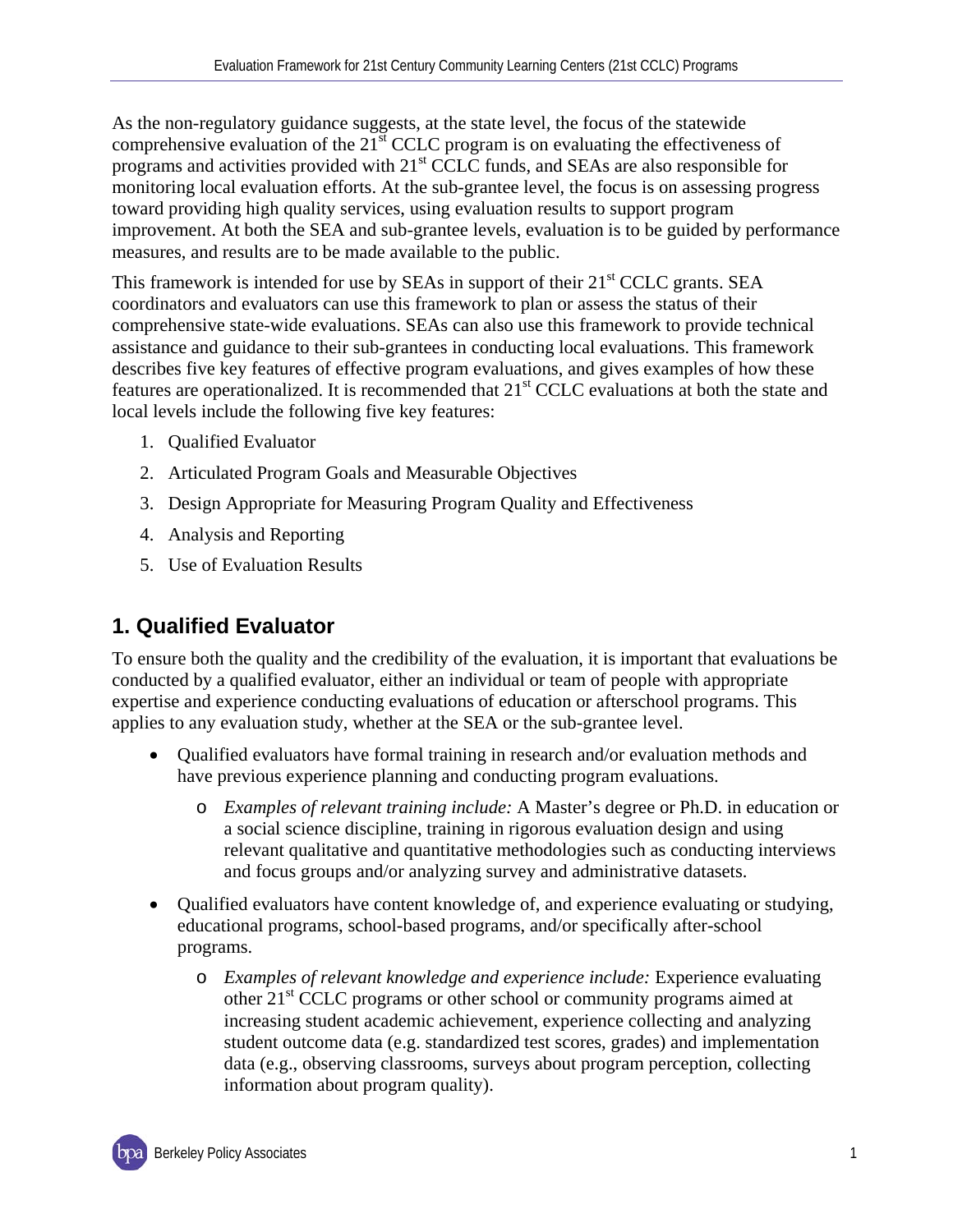As the non-regulatory guidance suggests, at the state level, the focus of the statewide comprehensive evaluation of the 21st CCLC program is on evaluating the effectiveness of programs and activities provided with 21st CCLC funds, and SEAs are also responsible for monitoring local evaluation efforts. At the sub-grantee level, the focus is on assessing progress toward providing high quality services, using evaluation results to support program improvement. At both the SEA and sub-grantee levels, evaluation is to be guided by performance measures, and results are to be made available to the public.

This framework is intended for use by SEAs in support of their 21st CCLC grants. SEA coordinators and evaluators can use this framework to plan or assess the status of their comprehensive state-wide evaluations. SEAs can also use this framework to provide technical assistance and guidance to their sub-grantees in conducting local evaluations. This framework describes five key features of effective program evaluations, and gives examples of how these features are operationalized. It is recommended that 21st CCLC evaluations at both the state and local levels include the following five key features:

1. Qualified Evaluator
2. Articulated Program Goals and Measurable Objectives
3. Design Appropriate for Measuring Program Quality and Effectiveness
4. Analysis and Reporting
5. Use of Evaluation Results

## 1. Qualified Evaluator

To ensure both the quality and the credibility of the evaluation, it is important that evaluations be conducted by a qualified evaluator, either an individual or team of people with appropriate expertise and experience conducting evaluations of education or afterschool programs. This applies to any evaluation study, whether at the SEA or the sub-grantee level.

- Qualified evaluators have formal training in research and/or evaluation methods and have previous experience planning and conducting program evaluations.
    - *Examples of relevant training include:* A Master's degree or Ph.D. in education or a social science discipline, training in rigorous evaluation design and using relevant qualitative and quantitative methodologies such as conducting interviews and focus groups and/or analyzing survey and administrative datasets.
- Qualified evaluators have content knowledge of, and experience evaluating or studying, educational programs, school-based programs, and/or specifically after-school programs.
    - *Examples of relevant knowledge and experience include:* Experience evaluating other 21st CCLC programs or other school or community programs aimed at increasing student academic achievement, experience collecting and analyzing student outcome data (e.g. standardized test scores, grades) and implementation data (e.g., observing classrooms, surveys about program perception, collecting information about program quality).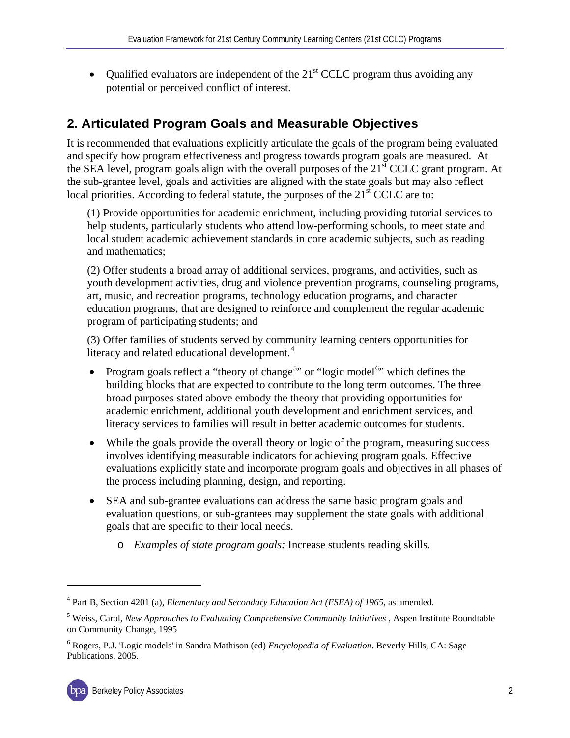- Qualified evaluators are independent of the 21st CCLC program thus avoiding any potential or perceived conflict of interest.

## 2. Articulated Program Goals and Measurable Objectives

It is recommended that evaluations explicitly articulate the goals of the program being evaluated and specify how program effectiveness and progress towards program goals are measured. At the SEA level, program goals align with the overall purposes of the 21st CCLC grant program. At the sub-grantee level, goals and activities are aligned with the state goals but may also reflect local priorities. According to federal statute, the purposes of the 21st CCLC are to:

> (1) Provide opportunities for academic enrichment, including providing tutorial services to help students, particularly students who attend low-performing schools, to meet state and local student academic achievement standards in core academic subjects, such as reading and mathematics;
>
> (2) Offer students a broad array of additional services, programs, and activities, such as youth development activities, drug and violence prevention programs, counseling programs, art, music, and recreation programs, technology education programs, and character education programs, that are designed to reinforce and complement the regular academic program of participating students; and
>
> (3) Offer families of students served by community learning centers opportunities for literacy and related educational development.[4]

- Program goals reflect a "theory of change[5]" or "logic model[6]" which defines the building blocks that are expected to contribute to the long term outcomes. The three broad purposes stated above embody the theory that providing opportunities for academic enrichment, additional youth development and enrichment services, and literacy services to families will result in better academic outcomes for students.
- While the goals provide the overall theory or logic of the program, measuring success involves identifying measurable indicators for achieving program goals. Effective evaluations explicitly state and incorporate program goals and objectives in all phases of the process including planning, design, and reporting.
- SEA and sub-grantee evaluations can address the same basic program goals and evaluation questions, or sub-grantees may supplement the state goals with additional goals that are specific to their local needs.
  - *Examples of state program goals:* Increase students reading skills.

---

[4] Part B, Section 4201 (a), *Elementary and Secondary Education Act (ESEA) of 1965*, as amended.

[5] Weiss, Carol, *New Approaches to Evaluating Comprehensive Community Initiatives* , Aspen Institute Roundtable on Community Change, 1995

[6] Rogers, P.J. 'Logic models' in Sandra Mathison (ed) *Encyclopedia of Evaluation*. Beverly Hills, CA: Sage Publications, 2005.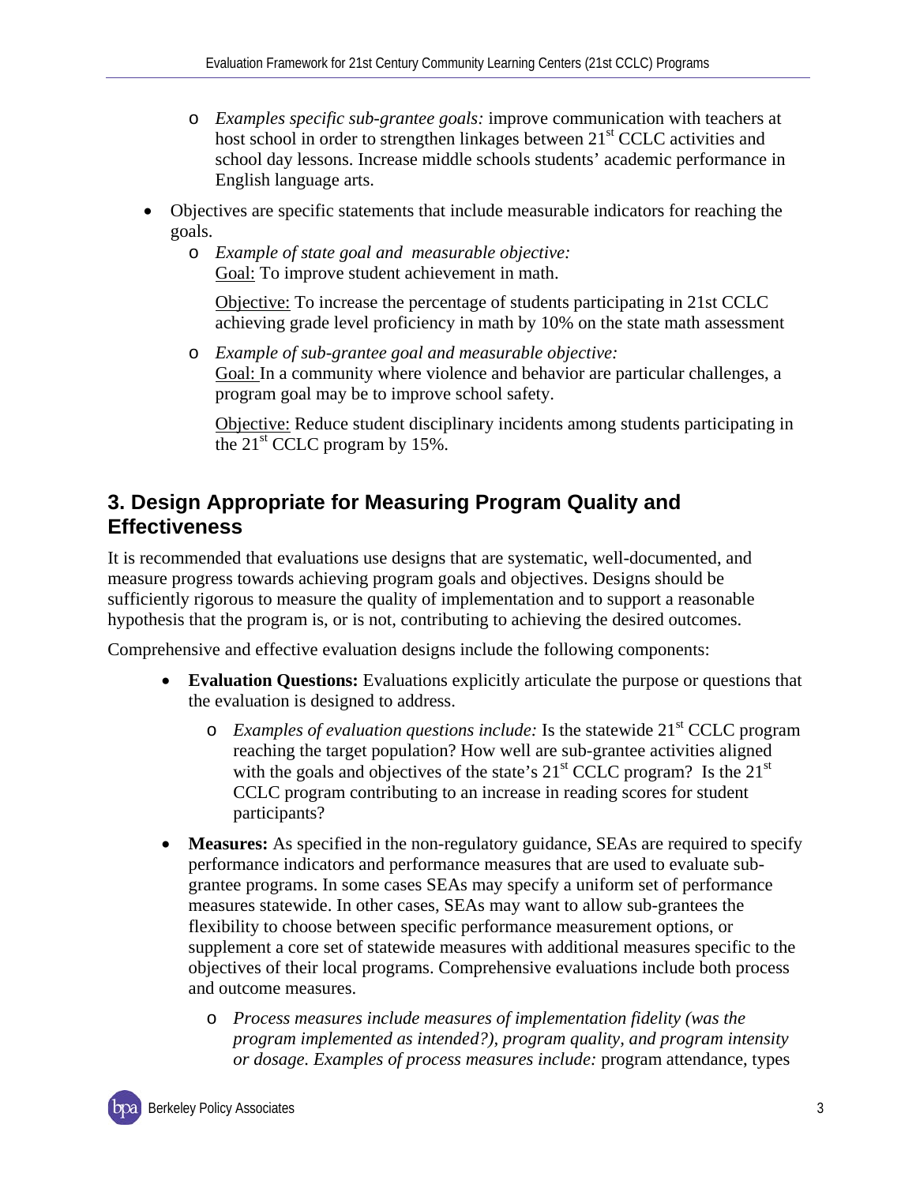- *Examples specific sub-grantee goals:* improve communication with teachers at host school in order to strengthen linkages between 21st CCLC activities and school day lessons. Increase middle schools students' academic performance in English language arts.

- Objectives are specific statements that include measurable indicators for reaching the goals.
   - *Example of state goal and measurable objective:*
     Goal: To improve student achievement in math.

     Objective: To increase the percentage of students participating in 21st CCLC achieving grade level proficiency in math by 10% on the state math assessment

   - *Example of sub-grantee goal and measurable objective:*
     Goal: In a community where violence and behavior are particular challenges, a program goal may be to improve school safety.

     Objective: Reduce student disciplinary incidents among students participating in the 21st CCLC program by 15%.

## 3. Design Appropriate for Measuring Program Quality and Effectiveness

It is recommended that evaluations use designs that are systematic, well-documented, and measure progress towards achieving program goals and objectives. Designs should be sufficiently rigorous to measure the quality of implementation and to support a reasonable hypothesis that the program is, or is not, contributing to achieving the desired outcomes.

Comprehensive and effective evaluation designs include the following components:

- **Evaluation Questions:** Evaluations explicitly articulate the purpose or questions that the evaluation is designed to address.
   - *Examples of evaluation questions include:* Is the statewide 21st CCLC program reaching the target population? How well are sub-grantee activities aligned with the goals and objectives of the state's 21st CCLC program? Is the 21st CCLC program contributing to an increase in reading scores for student participants?

- **Measures:** As specified in the non-regulatory guidance, SEAs are required to specify performance indicators and performance measures that are used to evaluate sub-grantee programs. In some cases SEAs may specify a uniform set of performance measures statewide. In other cases, SEAs may want to allow sub-grantees the flexibility to choose between specific performance measurement options, or supplement a core set of statewide measures with additional measures specific to the objectives of their local programs. Comprehensive evaluations include both process and outcome measures.
   - *Process measures include measures of implementation fidelity (was the program implemented as intended?), program quality, and program intensity or dosage. Examples of process measures include:* program attendance, types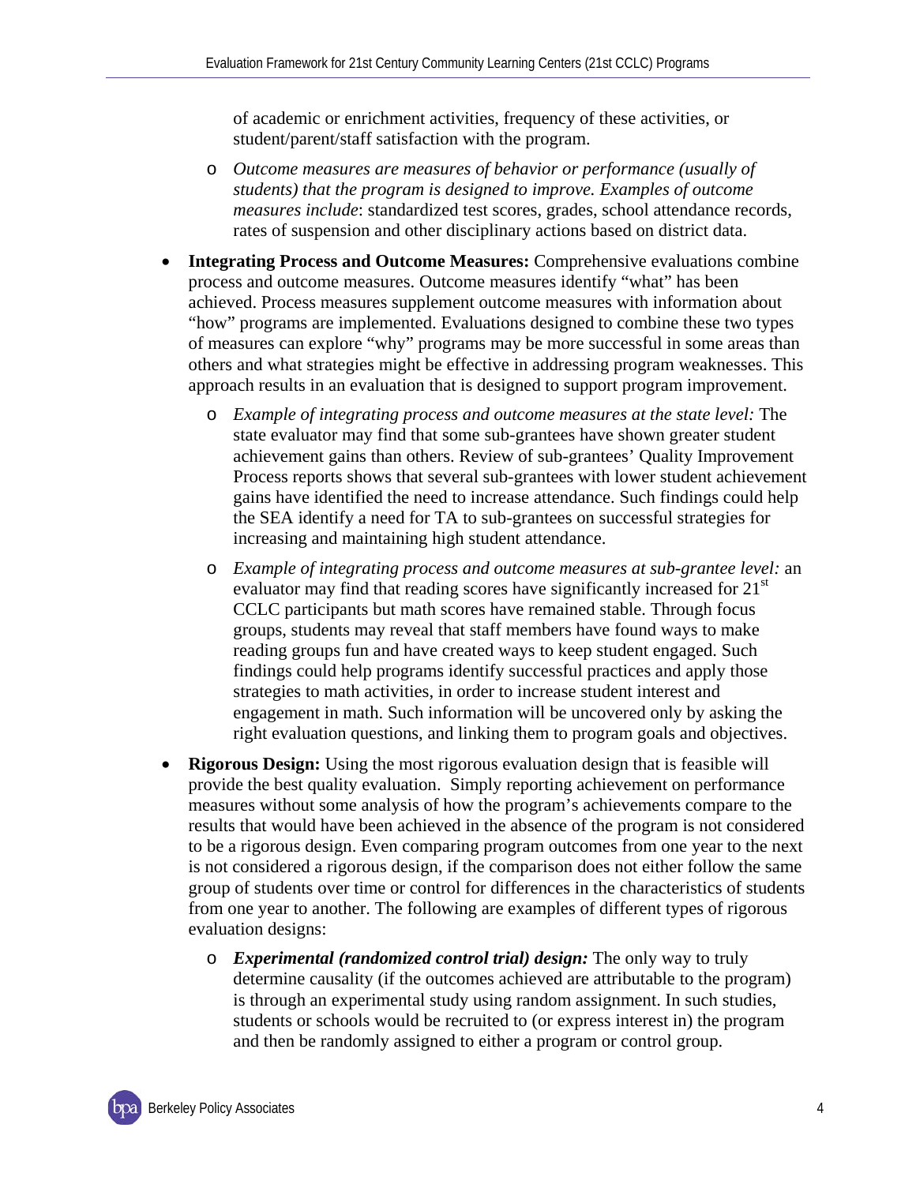of academic or enrichment activities, frequency of these activities, or student/parent/staff satisfaction with the program.

  - *Outcome measures are measures of behavior or performance (usually of students) that the program is designed to improve. Examples of outcome measures include*: standardized test scores, grades, school attendance records, rates of suspension and other disciplinary actions based on district data.

- **Integrating Process and Outcome Measures:** Comprehensive evaluations combine process and outcome measures. Outcome measures identify "what" has been achieved. Process measures supplement outcome measures with information about "how" programs are implemented. Evaluations designed to combine these two types of measures can explore "why" programs may be more successful in some areas than others and what strategies might be effective in addressing program weaknesses. This approach results in an evaluation that is designed to support program improvement.
  - *Example of integrating process and outcome measures at the state level:* The state evaluator may find that some sub-grantees have shown greater student achievement gains than others. Review of sub-grantees' Quality Improvement Process reports shows that several sub-grantees with lower student achievement gains have identified the need to increase attendance. Such findings could help the SEA identify a need for TA to sub-grantees on successful strategies for increasing and maintaining high student attendance.
  - *Example of integrating process and outcome measures at sub-grantee level:* an evaluator may find that reading scores have significantly increased for 21st CCLC participants but math scores have remained stable. Through focus groups, students may reveal that staff members have found ways to make reading groups fun and have created ways to keep student engaged. Such findings could help programs identify successful practices and apply those strategies to math activities, in order to increase student interest and engagement in math. Such information will be uncovered only by asking the right evaluation questions, and linking them to program goals and objectives.

- **Rigorous Design:** Using the most rigorous evaluation design that is feasible will provide the best quality evaluation. Simply reporting achievement on performance measures without some analysis of how the program's achievements compare to the results that would have been achieved in the absence of the program is not considered to be a rigorous design. Even comparing program outcomes from one year to the next is not considered a rigorous design, if the comparison does not either follow the same group of students over time or control for differences in the characteristics of students from one year to another. The following are examples of different types of rigorous evaluation designs:
  - ***Experimental (randomized control trial) design:*** The only way to truly determine causality (if the outcomes achieved are attributable to the program) is through an experimental study using random assignment. In such studies, students or schools would be recruited to (or express interest in) the program and then be randomly assigned to either a program or control group.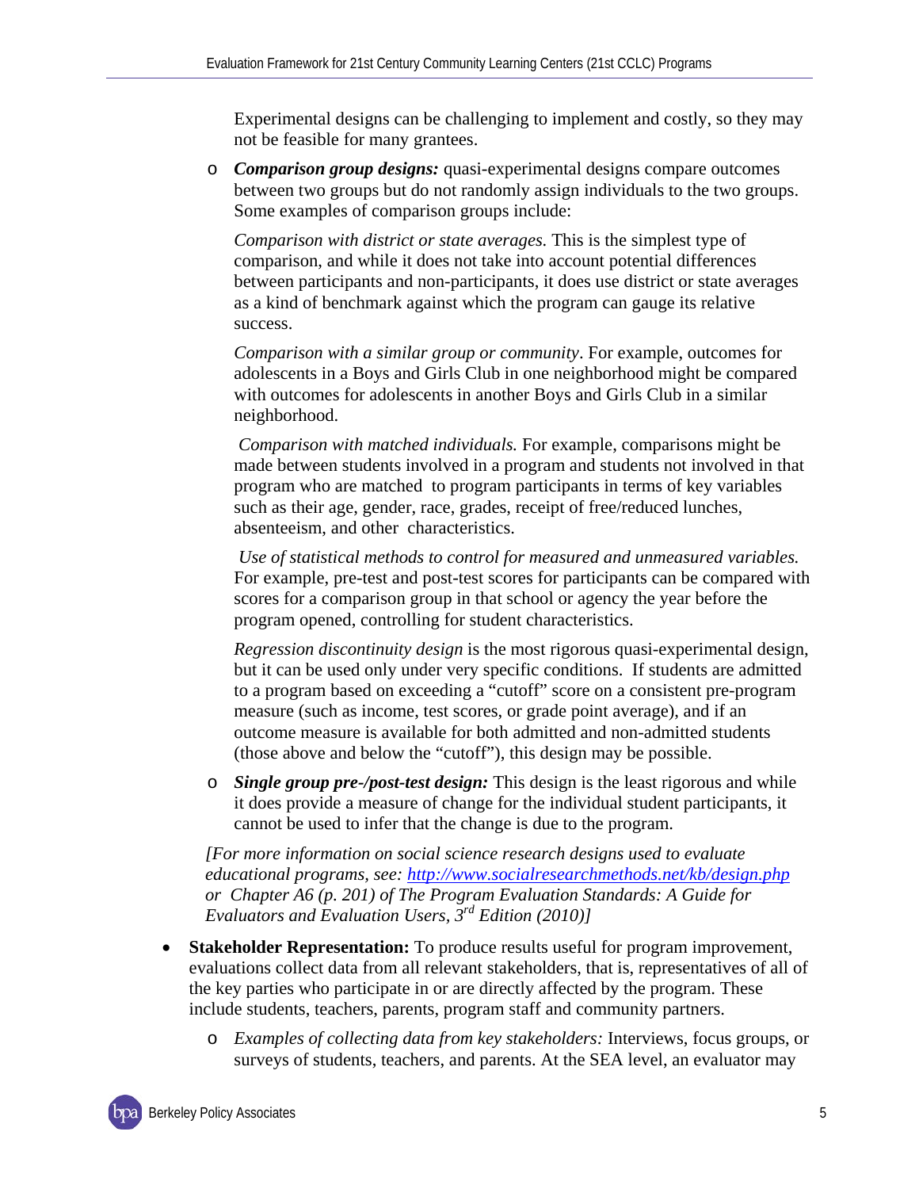Experimental designs can be challenging to implement and costly, so they may not be feasible for many grantees.

- *Comparison group designs:* quasi-experimental designs compare outcomes between two groups but do not randomly assign individuals to the two groups. Some examples of comparison groups include:

  *Comparison with district or state averages.* This is the simplest type of comparison, and while it does not take into account potential differences between participants and non-participants, it does use district or state averages as a kind of benchmark against which the program can gauge its relative success.

  *Comparison with a similar group or community*. For example, outcomes for adolescents in a Boys and Girls Club in one neighborhood might be compared with outcomes for adolescents in another Boys and Girls Club in a similar neighborhood.

  *Comparison with matched individuals.* For example, comparisons might be made between students involved in a program and students not involved in that program who are matched to program participants in terms of key variables such as their age, gender, race, grades, receipt of free/reduced lunches, absenteeism, and other characteristics.

  *Use of statistical methods to control for measured and unmeasured variables.* For example, pre-test and post-test scores for participants can be compared with scores for a comparison group in that school or agency the year before the program opened, controlling for student characteristics.

  *Regression discontinuity design* is the most rigorous quasi-experimental design, but it can be used only under very specific conditions. If students are admitted to a program based on exceeding a "cutoff" score on a consistent pre-program measure (such as income, test scores, or grade point average), and if an outcome measure is available for both admitted and non-admitted students (those above and below the "cutoff"), this design may be possible.

- ***Single group pre-/post-test design:*** This design is the least rigorous and while it does provide a measure of change for the individual student participants, it cannot be used to infer that the change is due to the program.

*[For more information on social science research designs used to evaluate educational programs, see: [http://www.socialresearchmethods.net/kb/design.php](http://www.socialresearchmethods.net/kb/design.php) or Chapter A6 (p. 201) of The Program Evaluation Standards: A Guide for Evaluators and Evaluation Users, 3rd Edition (2010)]*

- **Stakeholder Representation:** To produce results useful for program improvement, evaluations collect data from all relevant stakeholders, that is, representatives of all of the key parties who participate in or are directly affected by the program. These include students, teachers, parents, program staff and community partners.
  - *Examples of collecting data from key stakeholders:* Interviews, focus groups, or surveys of students, teachers, and parents. At the SEA level, an evaluator may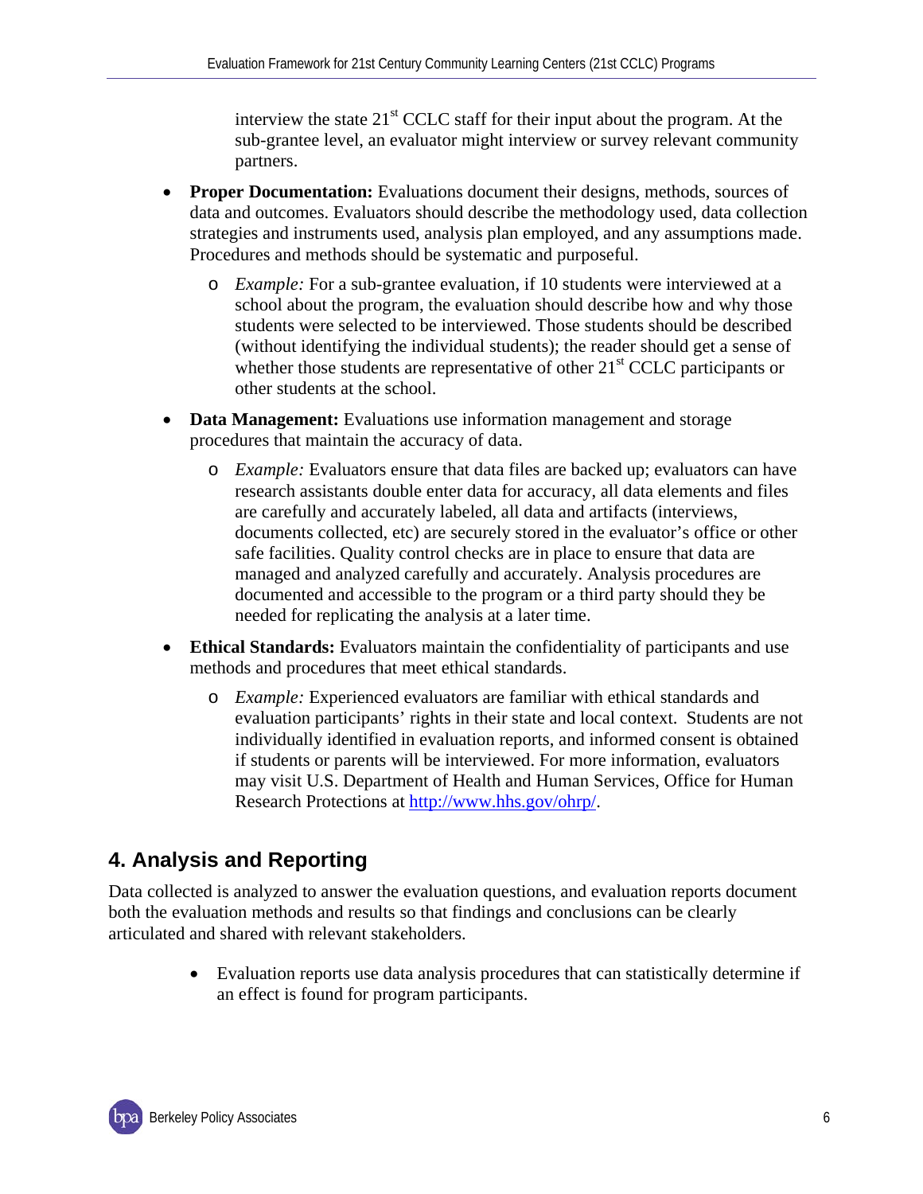interview the state 21st CCLC staff for their input about the program. At the sub-grantee level, an evaluator might interview or survey relevant community partners.

- **Proper Documentation:** Evaluations document their designs, methods, sources of data and outcomes. Evaluators should describe the methodology used, data collection strategies and instruments used, analysis plan employed, and any assumptions made. Procedures and methods should be systematic and purposeful.
  - *Example:* For a sub-grantee evaluation, if 10 students were interviewed at a school about the program, the evaluation should describe how and why those students were selected to be interviewed. Those students should be described (without identifying the individual students); the reader should get a sense of whether those students are representative of other 21st CCLC participants or other students at the school.
- **Data Management:** Evaluations use information management and storage procedures that maintain the accuracy of data.
  - *Example:* Evaluators ensure that data files are backed up; evaluators can have research assistants double enter data for accuracy, all data elements and files are carefully and accurately labeled, all data and artifacts (interviews, documents collected, etc) are securely stored in the evaluator's office or other safe facilities. Quality control checks are in place to ensure that data are managed and analyzed carefully and accurately. Analysis procedures are documented and accessible to the program or a third party should they be needed for replicating the analysis at a later time.
- **Ethical Standards:** Evaluators maintain the confidentiality of participants and use methods and procedures that meet ethical standards.
  - *Example:* Experienced evaluators are familiar with ethical standards and evaluation participants' rights in their state and local context. Students are not individually identified in evaluation reports, and informed consent is obtained if students or parents will be interviewed. For more information, evaluators may visit U.S. Department of Health and Human Services, Office for Human Research Protections at http://www.hhs.gov/ohrp/.

## 4. Analysis and Reporting

Data collected is analyzed to answer the evaluation questions, and evaluation reports document both the evaluation methods and results so that findings and conclusions can be clearly articulated and shared with relevant stakeholders.

- Evaluation reports use data analysis procedures that can statistically determine if an effect is found for program participants.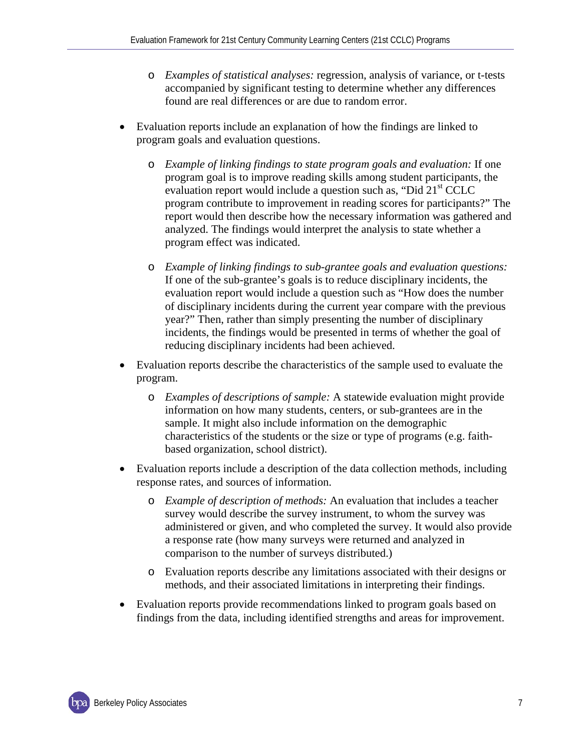- *Examples of statistical analyses:* regression, analysis of variance, or t-tests accompanied by significant testing to determine whether any differences found are real differences or are due to random error.

- Evaluation reports include an explanation of how the findings are linked to program goals and evaluation questions.

  - *Example of linking findings to state program goals and evaluation:* If one program goal is to improve reading skills among student participants, the evaluation report would include a question such as, "Did 21st CCLC program contribute to improvement in reading scores for participants?" The report would then describe how the necessary information was gathered and analyzed. The findings would interpret the analysis to state whether a program effect was indicated.

  - *Example of linking findings to sub-grantee goals and evaluation questions:* If one of the sub-grantee's goals is to reduce disciplinary incidents, the evaluation report would include a question such as "How does the number of disciplinary incidents during the current year compare with the previous year?" Then, rather than simply presenting the number of disciplinary incidents, the findings would be presented in terms of whether the goal of reducing disciplinary incidents had been achieved.

- Evaluation reports describe the characteristics of the sample used to evaluate the program.

  - *Examples of descriptions of sample:* A statewide evaluation might provide information on how many students, centers, or sub-grantees are in the sample. It might also include information on the demographic characteristics of the students or the size or type of programs (e.g. faith-based organization, school district).

- Evaluation reports include a description of the data collection methods, including response rates, and sources of information.

  - *Example of description of methods:* An evaluation that includes a teacher survey would describe the survey instrument, to whom the survey was administered or given, and who completed the survey. It would also provide a response rate (how many surveys were returned and analyzed in comparison to the number of surveys distributed.)

  - Evaluation reports describe any limitations associated with their designs or methods, and their associated limitations in interpreting their findings.

- Evaluation reports provide recommendations linked to program goals based on findings from the data, including identified strengths and areas for improvement.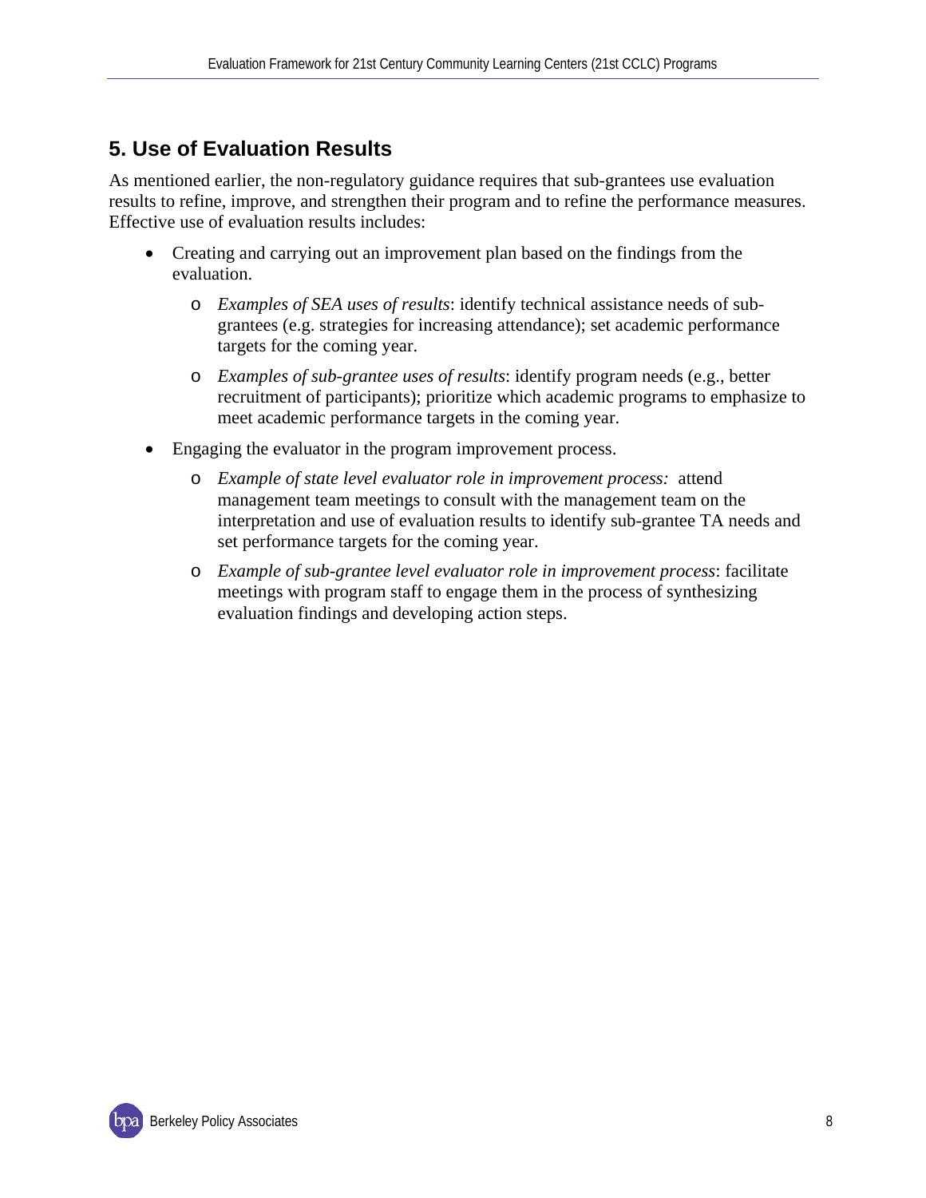## 5. Use of Evaluation Results

As mentioned earlier, the non-regulatory guidance requires that sub-grantees use evaluation results to refine, improve, and strengthen their program and to refine the performance measures. Effective use of evaluation results includes:

- Creating and carrying out an improvement plan based on the findings from the evaluation.
    - *Examples of SEA uses of results*: identify technical assistance needs of sub-grantees (e.g. strategies for increasing attendance); set academic performance targets for the coming year.
    - *Examples of sub-grantee uses of results*: identify program needs (e.g., better recruitment of participants); prioritize which academic programs to emphasize to meet academic performance targets in the coming year.
- Engaging the evaluator in the program improvement process.
    - *Example of state level evaluator role in improvement process:* attend management team meetings to consult with the management team on the interpretation and use of evaluation results to identify sub-grantee TA needs and set performance targets for the coming year.
    - *Example of sub-grantee level evaluator role in improvement process*: facilitate meetings with program staff to engage them in the process of synthesizing evaluation findings and developing action steps.